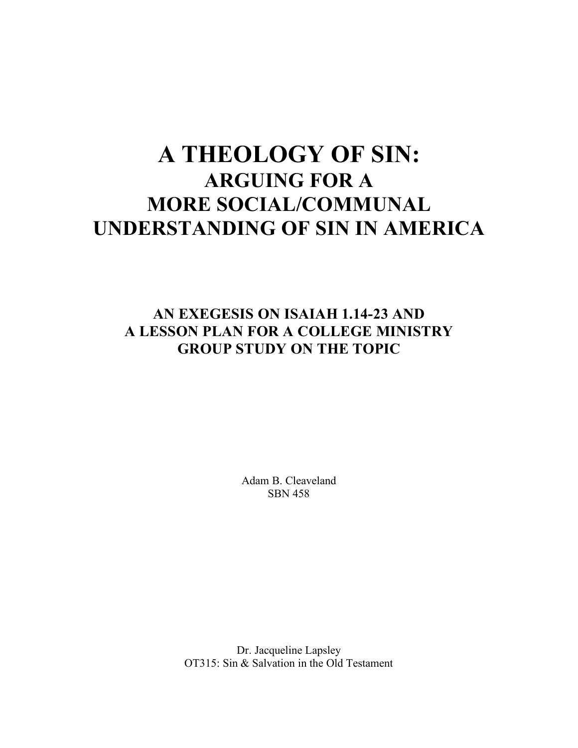# A THEOLOGY OF SIN:

## ARGUING FOR A MORE SOCIAL/COMMUNAL UNDERSTANDING OF SIN IN AMERICA

### AN EXEGESIS ON ISAIAH 1.14-23 AND A LESSON PLAN FOR A COLLEGE MINISTRY GROUP STUDY ON THE TOPIC

Adam B. Cleaveland
SBN 458

Dr. Jacqueline Lapsley
OT315: Sin & Salvation in the Old Testament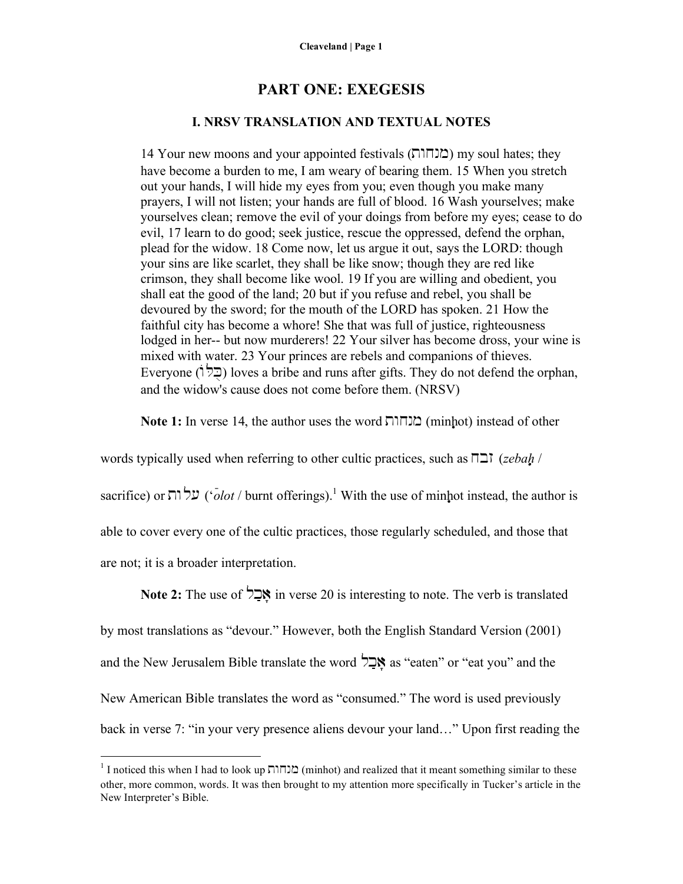# PART ONE: EXEGESIS

## I. NRSV TRANSLATION AND TEXTUAL NOTES

> 14 Your new moons and your appointed festivals (מנחות) my soul hates; they have become a burden to me, I am weary of bearing them. 15 When you stretch out your hands, I will hide my eyes from you; even though you make many prayers, I will not listen; your hands are full of blood. 16 Wash yourselves; make yourselves clean; remove the evil of your doings from before my eyes; cease to do evil, 17 learn to do good; seek justice, rescue the oppressed, defend the orphan, plead for the widow. 18 Come now, let us argue it out, says the LORD: though your sins are like scarlet, they shall be like snow; though they are red like crimson, they shall become like wool. 19 If you are willing and obedient, you shall eat the good of the land; 20 but if you refuse and rebel, you shall be devoured by the sword; for the mouth of the LORD has spoken. 21 How the faithful city has become a whore! She that was full of justice, righteousness lodged in her-- but now murderers! 22 Your silver has become dross, your wine is mixed with water. 23 Your princes are rebels and companions of thieves. Everyone (כֻּלּוֹ) loves a bribe and runs after gifts. They do not defend the orphan, and the widow's cause does not come before them. (NRSV)

**Note 1:** In verse 14, the author uses the word מנחות (minḥot) instead of other words typically used when referring to other cultic practices, such as זבח (*zebaḥ* / sacrifice) or עלות (*'ōlot* / burnt offerings).[1] With the use of minḥot instead, the author is able to cover every one of the cultic practices, those regularly scheduled, and those that are not; it is a broader interpretation.

**Note 2:** The use of אָכַל in verse 20 is interesting to note. The verb is translated by most translations as "devour." However, both the English Standard Version (2001) and the New Jerusalem Bible translate the word אָכַל as "eaten" or "eat you" and the New American Bible translates the word as "consumed." The word is used previously back in verse 7: "in your very presence aliens devour your land…" Upon first reading the

---

[1] I noticed this when I had to look up מנחות (minhot) and realized that it meant something similar to these other, more common, words. It was then brought to my attention more specifically in Tucker's article in the New Interpreter's Bible.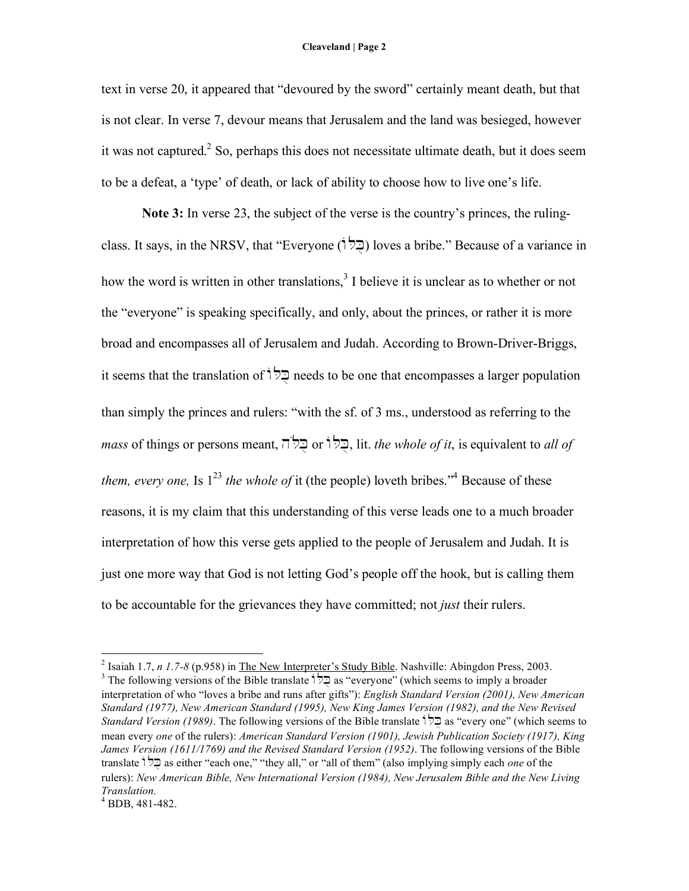text in verse 20, it appeared that "devoured by the sword" certainly meant death, but that is not clear. In verse 7, devour means that Jerusalem and the land was besieged, however it was not captured.[2] So, perhaps this does not necessitate ultimate death, but it does seem to be a defeat, a 'type' of death, or lack of ability to choose how to live one's life.

**Note 3:** In verse 23, the subject of the verse is the country's princes, the ruling-class. It says, in the NRSV, that "Everyone (כֻּלּוֹ) loves a bribe." Because of a variance in how the word is written in other translations,[3] I believe it is unclear as to whether or not the "everyone" is speaking specifically, and only, about the princes, or rather it is more broad and encompasses all of Jerusalem and Judah. According to Brown-Driver-Briggs, it seems that the translation of כֻּלּוֹ needs to be one that encompasses a larger population than simply the princes and rulers: "with the sf. of 3 ms., understood as referring to the *mass* of things or persons meant, כֻּלֹּה or כֻּלּוֹ, lit. *the whole of it*, is equivalent to *all of them, every one,* Is 1[23] *the whole of* it (the people) loveth bribes."[4] Because of these reasons, it is my claim that this understanding of this verse leads one to a much broader interpretation of how this verse gets applied to the people of Jerusalem and Judah. It is just one more way that God is not letting God's people off the hook, but is calling them to be accountable for the grievances they have committed; not *just* their rulers.

---

[2] Isaiah 1.7, *n 1.7-8* (p.958) in The New Interpreter's Study Bible. Nashville: Abingdon Press, 2003.

[3] The following versions of the Bible translate כֻּלּוֹ as "everyone" (which seems to imply a broader interpretation of who "loves a bribe and runs after gifts"): *English Standard Version (2001), New American Standard (1977), New American Standard (1995), New King James Version (1982), and the New Revised Standard Version (1989)*. The following versions of the Bible translate כֻּלּוֹ as "every one" (which seems to mean every *one* of the rulers): *American Standard Version (1901), Jewish Publication Society (1917), King James Version (1611/1769) and the Revised Standard Version (1952)*. The following versions of the Bible translate כֻּלּוֹ as either "each one," "they all," or "all of them" (also implying simply each *one* of the rulers): *New American Bible, New International Version (1984), New Jerusalem Bible and the New Living Translation.*

[4] BDB, 481-482.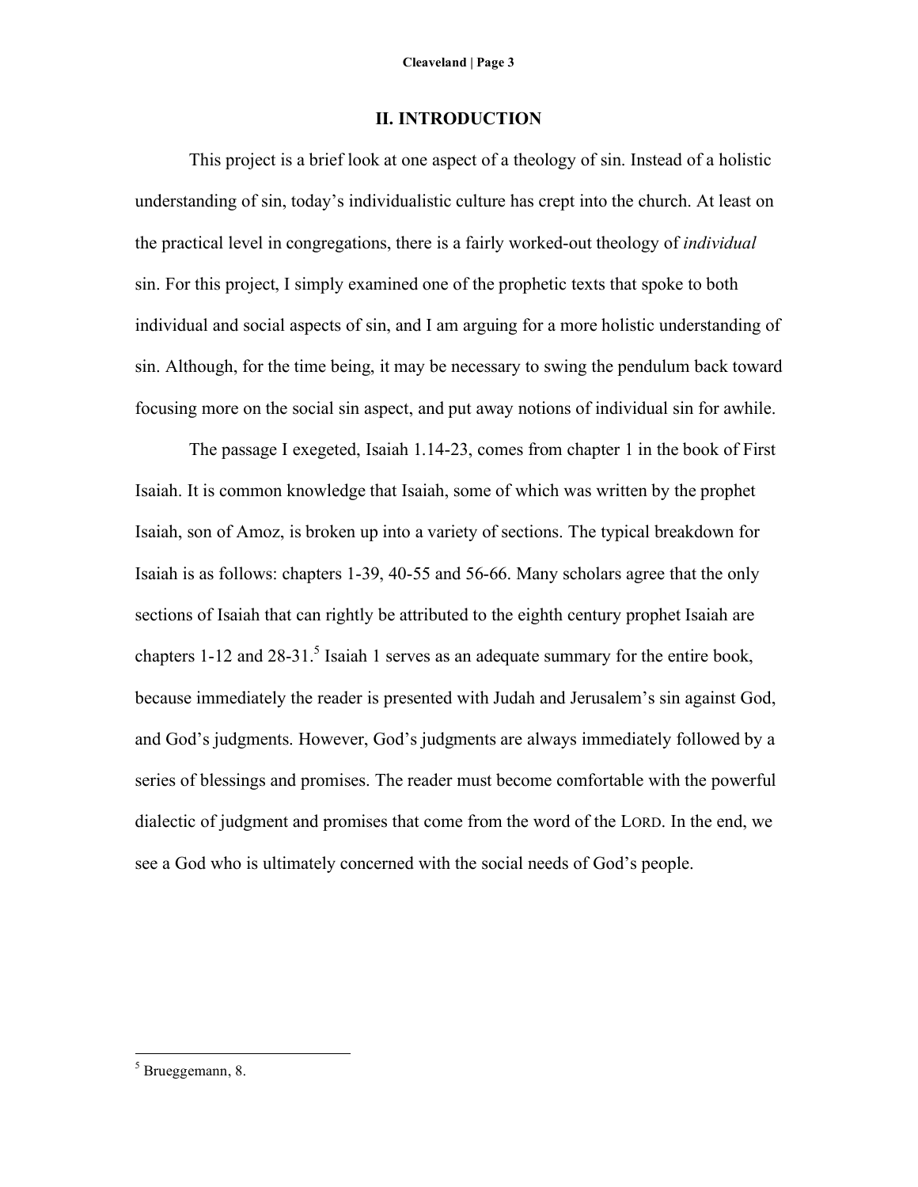## II. INTRODUCTION

This project is a brief look at one aspect of a theology of sin. Instead of a holistic understanding of sin, today's individualistic culture has crept into the church. At least on the practical level in congregations, there is a fairly worked-out theology of *individual* sin. For this project, I simply examined one of the prophetic texts that spoke to both individual and social aspects of sin, and I am arguing for a more holistic understanding of sin. Although, for the time being, it may be necessary to swing the pendulum back toward focusing more on the social sin aspect, and put away notions of individual sin for awhile.

The passage I exegeted, Isaiah 1.14-23, comes from chapter 1 in the book of First Isaiah. It is common knowledge that Isaiah, some of which was written by the prophet Isaiah, son of Amoz, is broken up into a variety of sections. The typical breakdown for Isaiah is as follows: chapters 1-39, 40-55 and 56-66. Many scholars agree that the only sections of Isaiah that can rightly be attributed to the eighth century prophet Isaiah are chapters 1-12 and 28-31.[5] Isaiah 1 serves as an adequate summary for the entire book, because immediately the reader is presented with Judah and Jerusalem's sin against God, and God's judgments. However, God's judgments are always immediately followed by a series of blessings and promises. The reader must become comfortable with the powerful dialectic of judgment and promises that come from the word of the LORD. In the end, we see a God who is ultimately concerned with the social needs of God's people.

---

[5] Brueggemann, 8.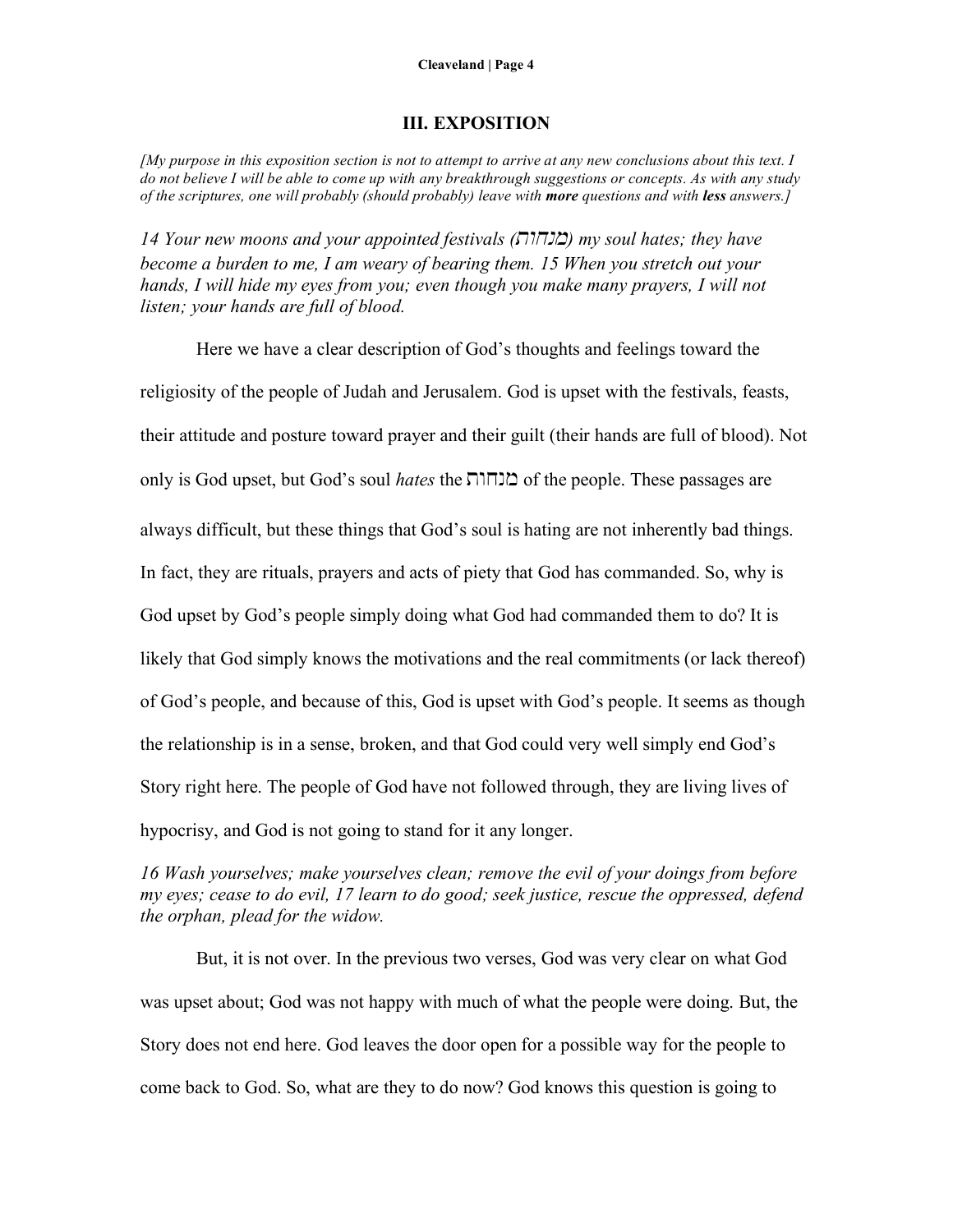## III. EXPOSITION

*[My purpose in this exposition section is not to attempt to arrive at any new conclusions about this text. I do not believe I will be able to come up with any breakthrough suggestions or concepts. As with any study of the scriptures, one will probably (should probably) leave with* ***more*** *questions and with* ***less*** *answers.]*

*14 Your new moons and your appointed festivals (מנחות) my soul hates; they have become a burden to me, I am weary of bearing them. 15 When you stretch out your hands, I will hide my eyes from you; even though you make many prayers, I will not listen; your hands are full of blood.*

Here we have a clear description of God's thoughts and feelings toward the religiosity of the people of Judah and Jerusalem. God is upset with the festivals, feasts, their attitude and posture toward prayer and their guilt (their hands are full of blood). Not only is God upset, but God's soul *hates* the מנחות of the people. These passages are always difficult, but these things that God's soul is hating are not inherently bad things. In fact, they are rituals, prayers and acts of piety that God has commanded. So, why is God upset by God's people simply doing what God had commanded them to do? It is likely that God simply knows the motivations and the real commitments (or lack thereof) of God's people, and because of this, God is upset with God's people. It seems as though the relationship is in a sense, broken, and that God could very well simply end God's Story right here. The people of God have not followed through, they are living lives of hypocrisy, and God is not going to stand for it any longer.

*16 Wash yourselves; make yourselves clean; remove the evil of your doings from before my eyes; cease to do evil, 17 learn to do good; seek justice, rescue the oppressed, defend the orphan, plead for the widow.*

But, it is not over. In the previous two verses, God was very clear on what God was upset about; God was not happy with much of what the people were doing. But, the Story does not end here. God leaves the door open for a possible way for the people to come back to God. So, what are they to do now? God knows this question is going to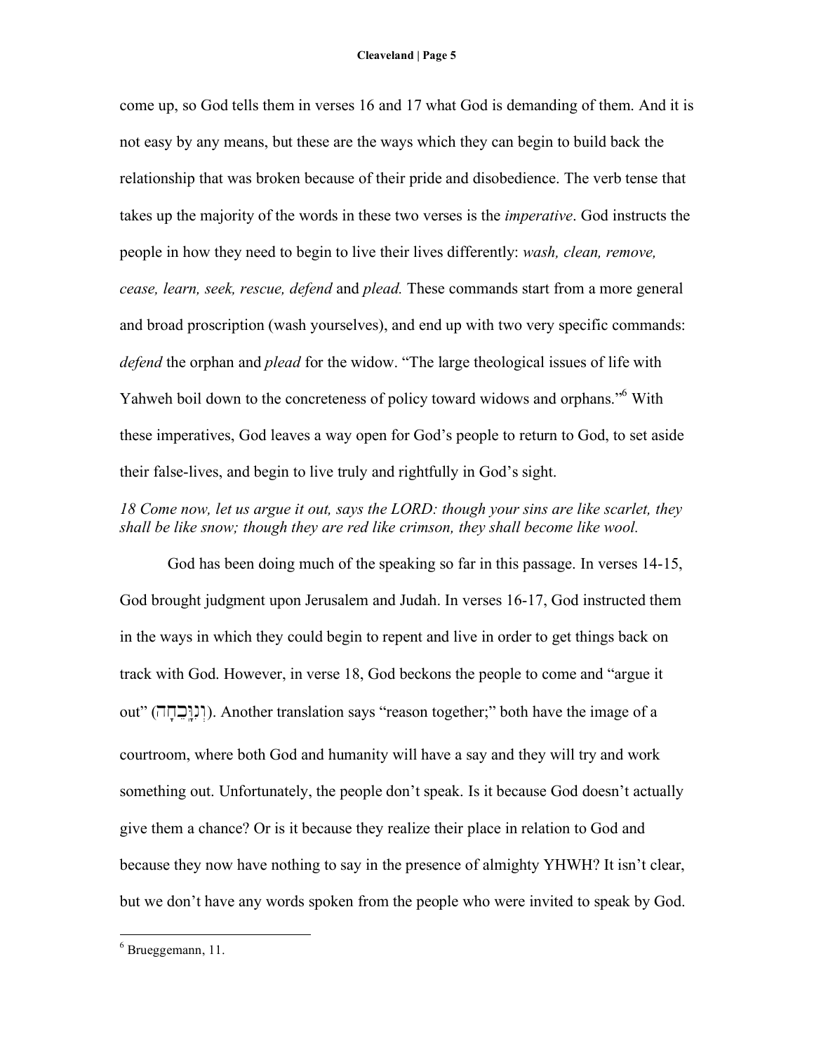come up, so God tells them in verses 16 and 17 what God is demanding of them. And it is not easy by any means, but these are the ways which they can begin to build back the relationship that was broken because of their pride and disobedience. The verb tense that takes up the majority of the words in these two verses is the *imperative*. God instructs the people in how they need to begin to live their lives differently: *wash, clean, remove, cease, learn, seek, rescue, defend* and *plead.* These commands start from a more general and broad proscription (wash yourselves), and end up with two very specific commands: *defend* the orphan and *plead* for the widow. "The large theological issues of life with Yahweh boil down to the concreteness of policy toward widows and orphans."[6] With these imperatives, God leaves a way open for God's people to return to God, to set aside their false-lives, and begin to live truly and rightfully in God's sight.

*18 Come now, let us argue it out, says the LORD: though your sins are like scarlet, they shall be like snow; though they are red like crimson, they shall become like wool.*

God has been doing much of the speaking so far in this passage. In verses 14-15, God brought judgment upon Jerusalem and Judah. In verses 16-17, God instructed them in the ways in which they could begin to repent and live in order to get things back on track with God. However, in verse 18, God beckons the people to come and "argue it out" (וְנִוָּכְחָה). Another translation says "reason together;" both have the image of a courtroom, where both God and humanity will have a say and they will try and work something out. Unfortunately, the people don't speak. Is it because God doesn't actually give them a chance? Or is it because they realize their place in relation to God and because they now have nothing to say in the presence of almighty YHWH? It isn't clear, but we don't have any words spoken from the people who were invited to speak by God.

---

[6] Brueggemann, 11.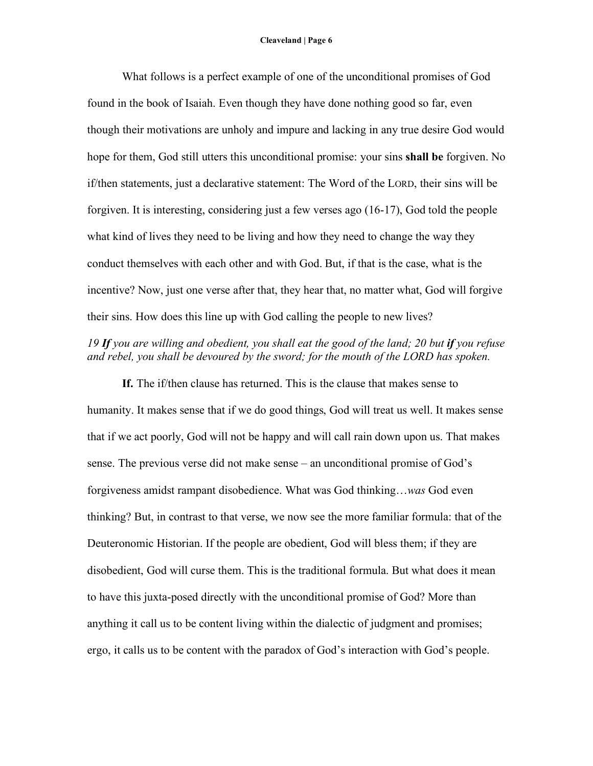What follows is a perfect example of one of the unconditional promises of God found in the book of Isaiah. Even though they have done nothing good so far, even though their motivations are unholy and impure and lacking in any true desire God would hope for them, God still utters this unconditional promise: your sins **shall be** forgiven. No if/then statements, just a declarative statement: The Word of the LORD, their sins will be forgiven. It is interesting, considering just a few verses ago (16-17), God told the people what kind of lives they need to be living and how they need to change the way they conduct themselves with each other and with God. But, if that is the case, what is the incentive? Now, just one verse after that, they hear that, no matter what, God will forgive their sins. How does this line up with God calling the people to new lives?

*19 **If** you are willing and obedient, you shall eat the good of the land; 20 but **if** you refuse and rebel, you shall be devoured by the sword; for the mouth of the LORD has spoken.*

**If.** The if/then clause has returned. This is the clause that makes sense to humanity. It makes sense that if we do good things, God will treat us well. It makes sense that if we act poorly, God will not be happy and will call rain down upon us. That makes sense. The previous verse did not make sense – an unconditional promise of God's forgiveness amidst rampant disobedience. What was God thinking…*was* God even thinking? But, in contrast to that verse, we now see the more familiar formula: that of the Deuteronomic Historian. If the people are obedient, God will bless them; if they are disobedient, God will curse them. This is the traditional formula. But what does it mean to have this juxta-posed directly with the unconditional promise of God? More than anything it call us to be content living within the dialectic of judgment and promises; ergo, it calls us to be content with the paradox of God's interaction with God's people.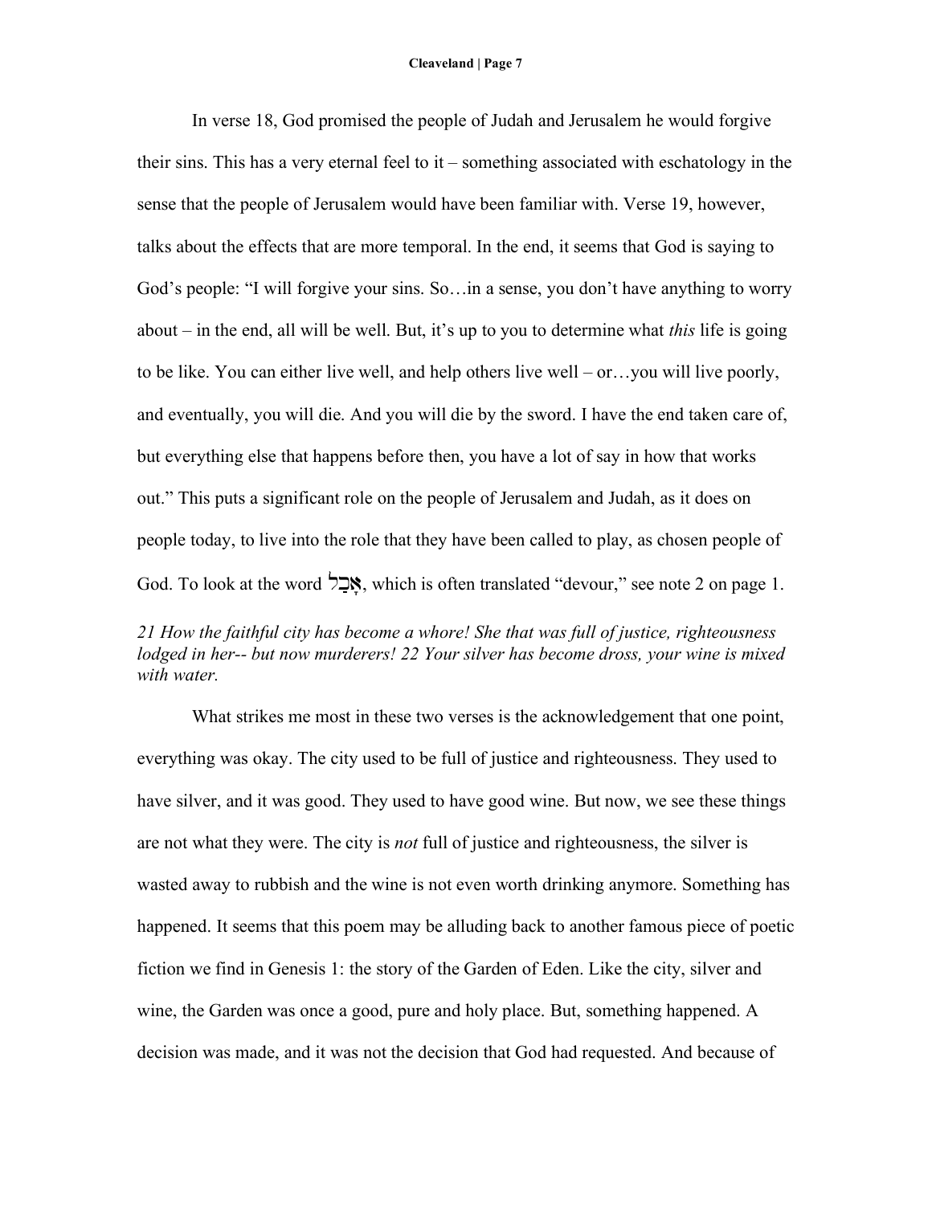In verse 18, God promised the people of Judah and Jerusalem he would forgive their sins. This has a very eternal feel to it – something associated with eschatology in the sense that the people of Jerusalem would have been familiar with. Verse 19, however, talks about the effects that are more temporal. In the end, it seems that God is saying to God's people: "I will forgive your sins. So…in a sense, you don't have anything to worry about – in the end, all will be well. But, it's up to you to determine what *this* life is going to be like. You can either live well, and help others live well – or…you will live poorly, and eventually, you will die. And you will die by the sword. I have the end taken care of, but everything else that happens before then, you have a lot of say in how that works out." This puts a significant role on the people of Jerusalem and Judah, as it does on people today, to live into the role that they have been called to play, as chosen people of God. To look at the word אָכַל, which is often translated "devour," see note 2 on page 1.

*21 How the faithful city has become a whore! She that was full of justice, righteousness lodged in her-- but now murderers! 22 Your silver has become dross, your wine is mixed with water.*

What strikes me most in these two verses is the acknowledgement that one point, everything was okay. The city used to be full of justice and righteousness. They used to have silver, and it was good. They used to have good wine. But now, we see these things are not what they were. The city is *not* full of justice and righteousness, the silver is wasted away to rubbish and the wine is not even worth drinking anymore. Something has happened. It seems that this poem may be alluding back to another famous piece of poetic fiction we find in Genesis 1: the story of the Garden of Eden. Like the city, silver and wine, the Garden was once a good, pure and holy place. But, something happened. A decision was made, and it was not the decision that God had requested. And because of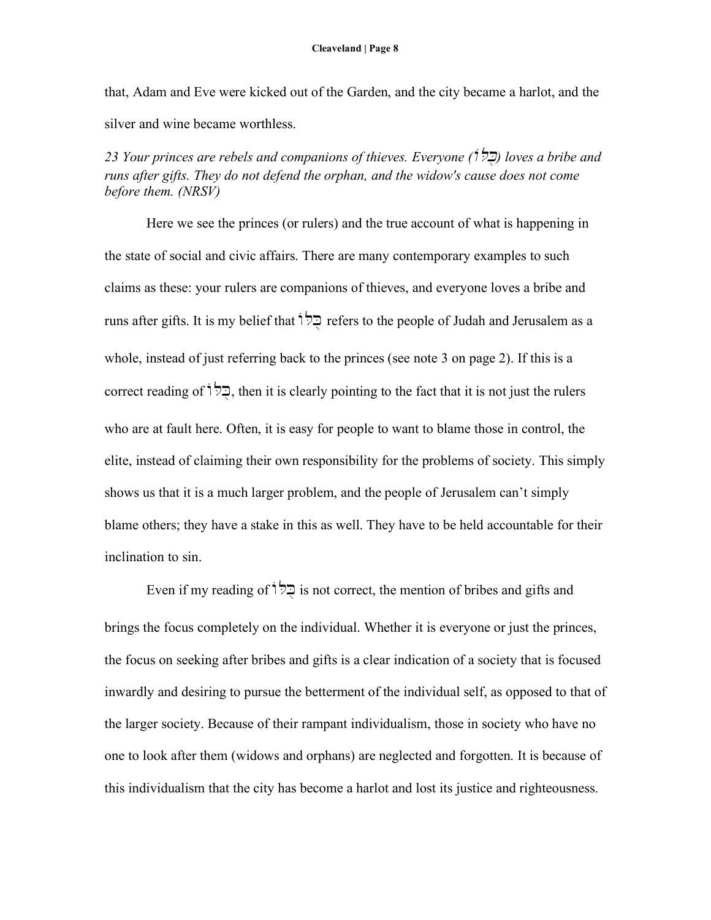that, Adam and Eve were kicked out of the Garden, and the city became a harlot, and the silver and wine became worthless.

*23 Your princes are rebels and companions of thieves. Everyone (כֻּלּוֹ) loves a bribe and runs after gifts. They do not defend the orphan, and the widow's cause does not come before them. (NRSV)*

Here we see the princes (or rulers) and the true account of what is happening in the state of social and civic affairs. There are many contemporary examples to such claims as these: your rulers are companions of thieves, and everyone loves a bribe and runs after gifts. It is my belief that כֻּלּוֹ refers to the people of Judah and Jerusalem as a whole, instead of just referring back to the princes (see note 3 on page 2). If this is a correct reading of כֻּלּוֹ, then it is clearly pointing to the fact that it is not just the rulers who are at fault here. Often, it is easy for people to want to blame those in control, the elite, instead of claiming their own responsibility for the problems of society. This simply shows us that it is a much larger problem, and the people of Jerusalem can't simply blame others; they have a stake in this as well. They have to be held accountable for their inclination to sin.

Even if my reading of כֻּלּוֹ is not correct, the mention of bribes and gifts and brings the focus completely on the individual. Whether it is everyone or just the princes, the focus on seeking after bribes and gifts is a clear indication of a society that is focused inwardly and desiring to pursue the betterment of the individual self, as opposed to that of the larger society. Because of their rampant individualism, those in society who have no one to look after them (widows and orphans) are neglected and forgotten. It is because of this individualism that the city has become a harlot and lost its justice and righteousness.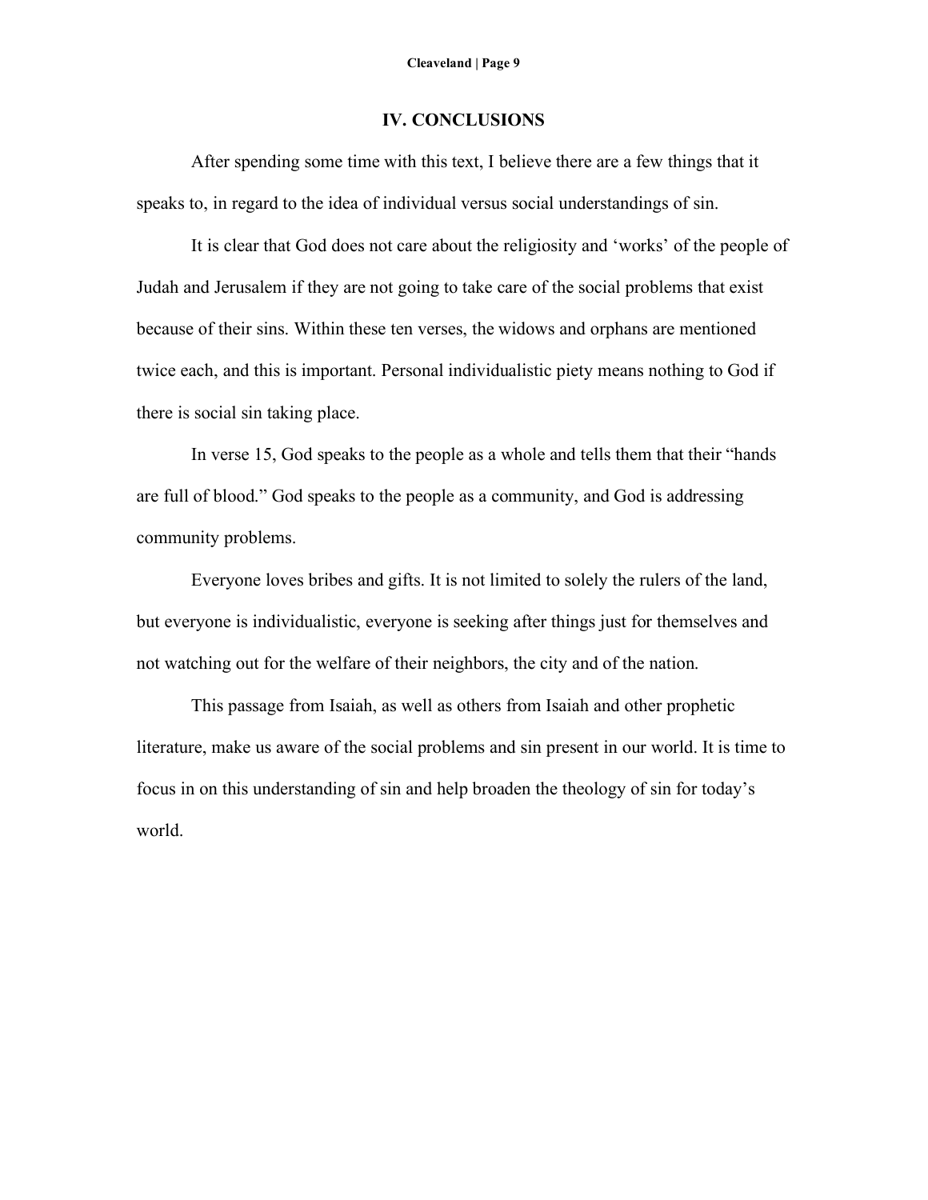## IV. CONCLUSIONS

After spending some time with this text, I believe there are a few things that it speaks to, in regard to the idea of individual versus social understandings of sin.

It is clear that God does not care about the religiosity and 'works' of the people of Judah and Jerusalem if they are not going to take care of the social problems that exist because of their sins. Within these ten verses, the widows and orphans are mentioned twice each, and this is important. Personal individualistic piety means nothing to God if there is social sin taking place.

In verse 15, God speaks to the people as a whole and tells them that their "hands are full of blood." God speaks to the people as a community, and God is addressing community problems.

Everyone loves bribes and gifts. It is not limited to solely the rulers of the land, but everyone is individualistic, everyone is seeking after things just for themselves and not watching out for the welfare of their neighbors, the city and of the nation.

This passage from Isaiah, as well as others from Isaiah and other prophetic literature, make us aware of the social problems and sin present in our world. It is time to focus in on this understanding of sin and help broaden the theology of sin for today's world.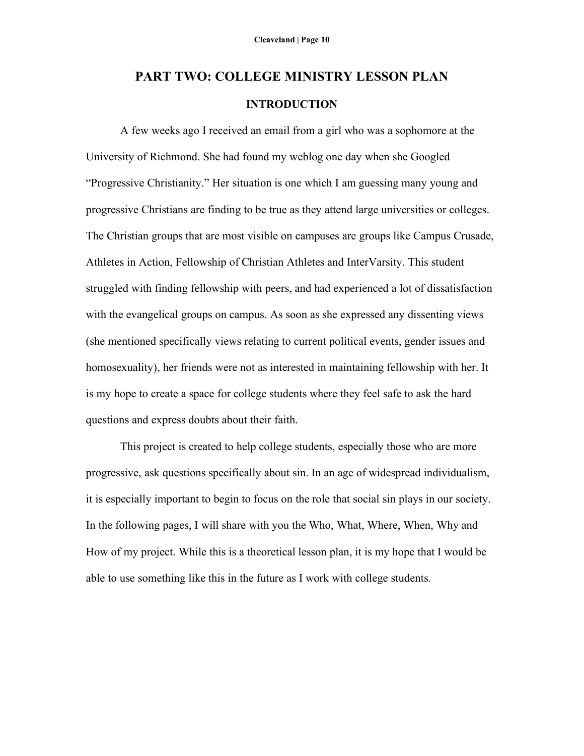# PART TWO: COLLEGE MINISTRY LESSON PLAN

## INTRODUCTION

A few weeks ago I received an email from a girl who was a sophomore at the University of Richmond. She had found my weblog one day when she Googled "Progressive Christianity." Her situation is one which I am guessing many young and progressive Christians are finding to be true as they attend large universities or colleges. The Christian groups that are most visible on campuses are groups like Campus Crusade, Athletes in Action, Fellowship of Christian Athletes and InterVarsity. This student struggled with finding fellowship with peers, and had experienced a lot of dissatisfaction with the evangelical groups on campus. As soon as she expressed any dissenting views (she mentioned specifically views relating to current political events, gender issues and homosexuality), her friends were not as interested in maintaining fellowship with her. It is my hope to create a space for college students where they feel safe to ask the hard questions and express doubts about their faith.

This project is created to help college students, especially those who are more progressive, ask questions specifically about sin. In an age of widespread individualism, it is especially important to begin to focus on the role that social sin plays in our society. In the following pages, I will share with you the Who, What, Where, When, Why and How of my project. While this is a theoretical lesson plan, it is my hope that I would be able to use something like this in the future as I work with college students.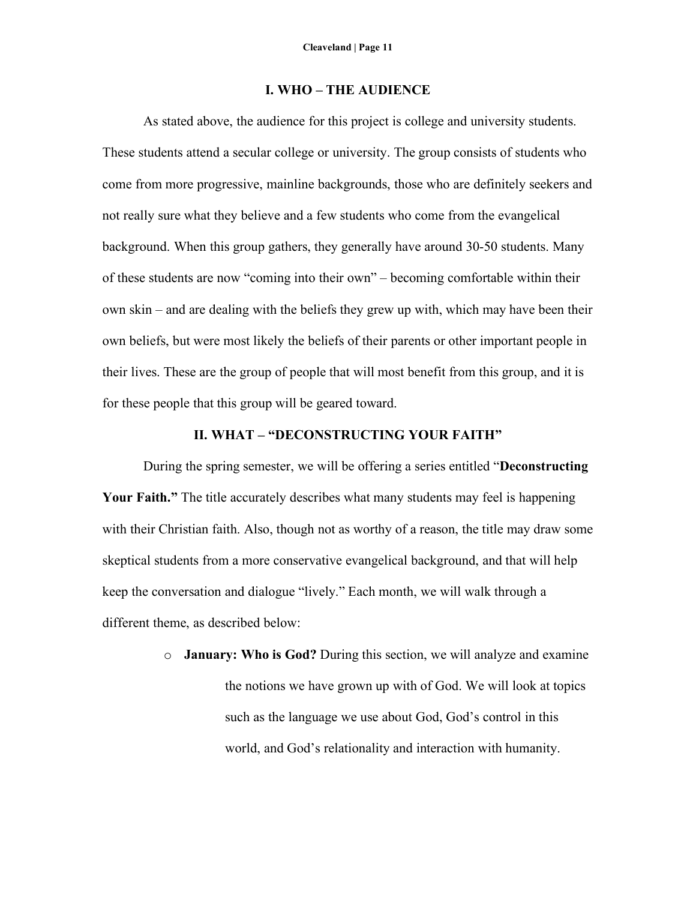## I. WHO – THE AUDIENCE

As stated above, the audience for this project is college and university students. These students attend a secular college or university. The group consists of students who come from more progressive, mainline backgrounds, those who are definitely seekers and not really sure what they believe and a few students who come from the evangelical background. When this group gathers, they generally have around 30-50 students. Many of these students are now "coming into their own" – becoming comfortable within their own skin – and are dealing with the beliefs they grew up with, which may have been their own beliefs, but were most likely the beliefs of their parents or other important people in their lives. These are the group of people that will most benefit from this group, and it is for these people that this group will be geared toward.

## II. WHAT – "DECONSTRUCTING YOUR FAITH"

During the spring semester, we will be offering a series entitled "**Deconstructing Your Faith.**" The title accurately describes what many students may feel is happening with their Christian faith. Also, though not as worthy of a reason, the title may draw some skeptical students from a more conservative evangelical background, and that will help keep the conversation and dialogue "lively." Each month, we will walk through a different theme, as described below:

- **January: Who is God?** During this section, we will analyze and examine the notions we have grown up with of God. We will look at topics such as the language we use about God, God's control in this world, and God's relationality and interaction with humanity.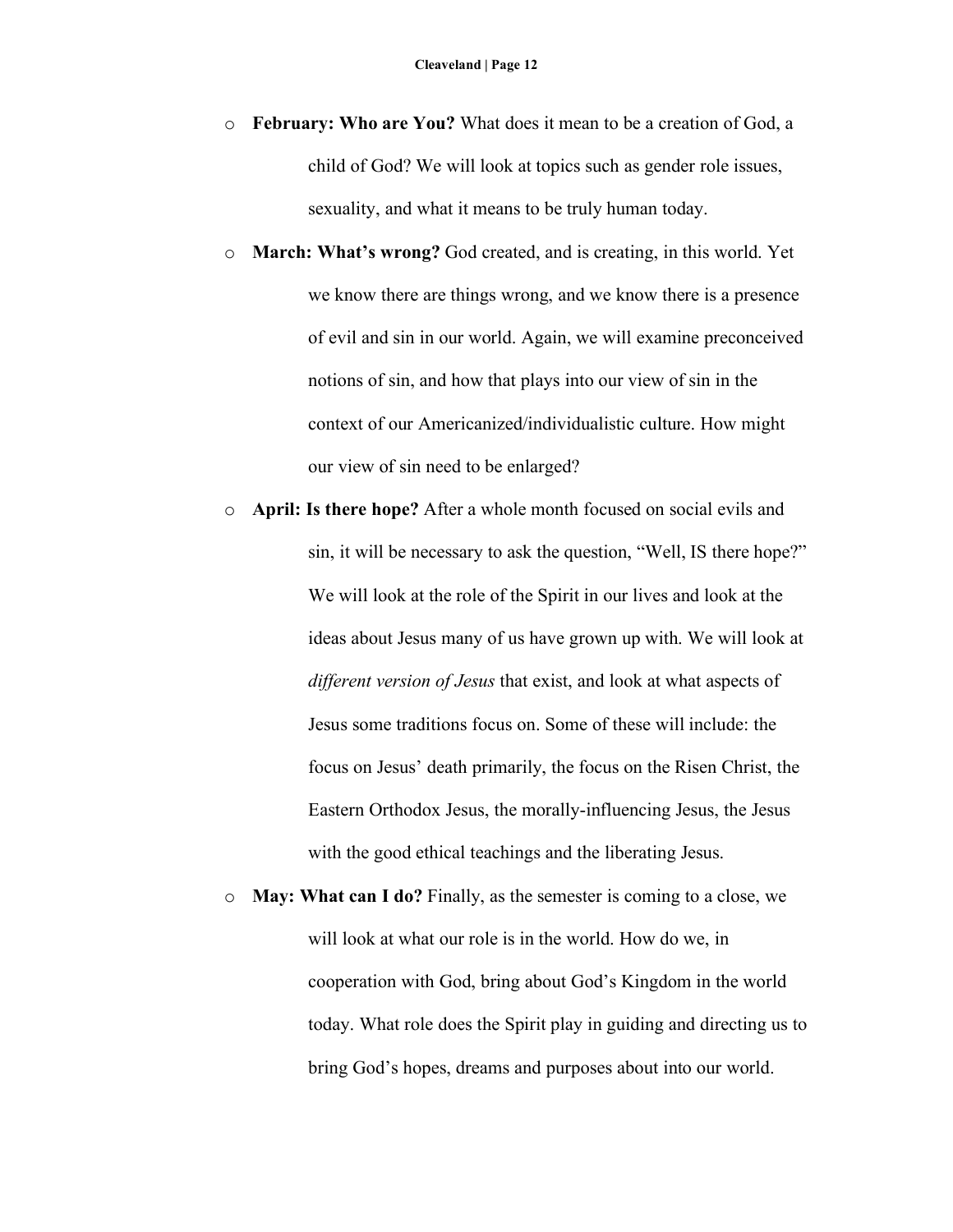- **February: Who are You?** What does it mean to be a creation of God, a child of God? We will look at topics such as gender role issues, sexuality, and what it means to be truly human today.
- **March: What's wrong?** God created, and is creating, in this world. Yet we know there are things wrong, and we know there is a presence of evil and sin in our world. Again, we will examine preconceived notions of sin, and how that plays into our view of sin in the context of our Americanized/individualistic culture. How might our view of sin need to be enlarged?
- **April: Is there hope?** After a whole month focused on social evils and sin, it will be necessary to ask the question, "Well, IS there hope?" We will look at the role of the Spirit in our lives and look at the ideas about Jesus many of us have grown up with. We will look at *different version of Jesus* that exist, and look at what aspects of Jesus some traditions focus on. Some of these will include: the focus on Jesus' death primarily, the focus on the Risen Christ, the Eastern Orthodox Jesus, the morally-influencing Jesus, the Jesus with the good ethical teachings and the liberating Jesus.
- **May: What can I do?** Finally, as the semester is coming to a close, we will look at what our role is in the world. How do we, in cooperation with God, bring about God's Kingdom in the world today. What role does the Spirit play in guiding and directing us to bring God's hopes, dreams and purposes about into our world.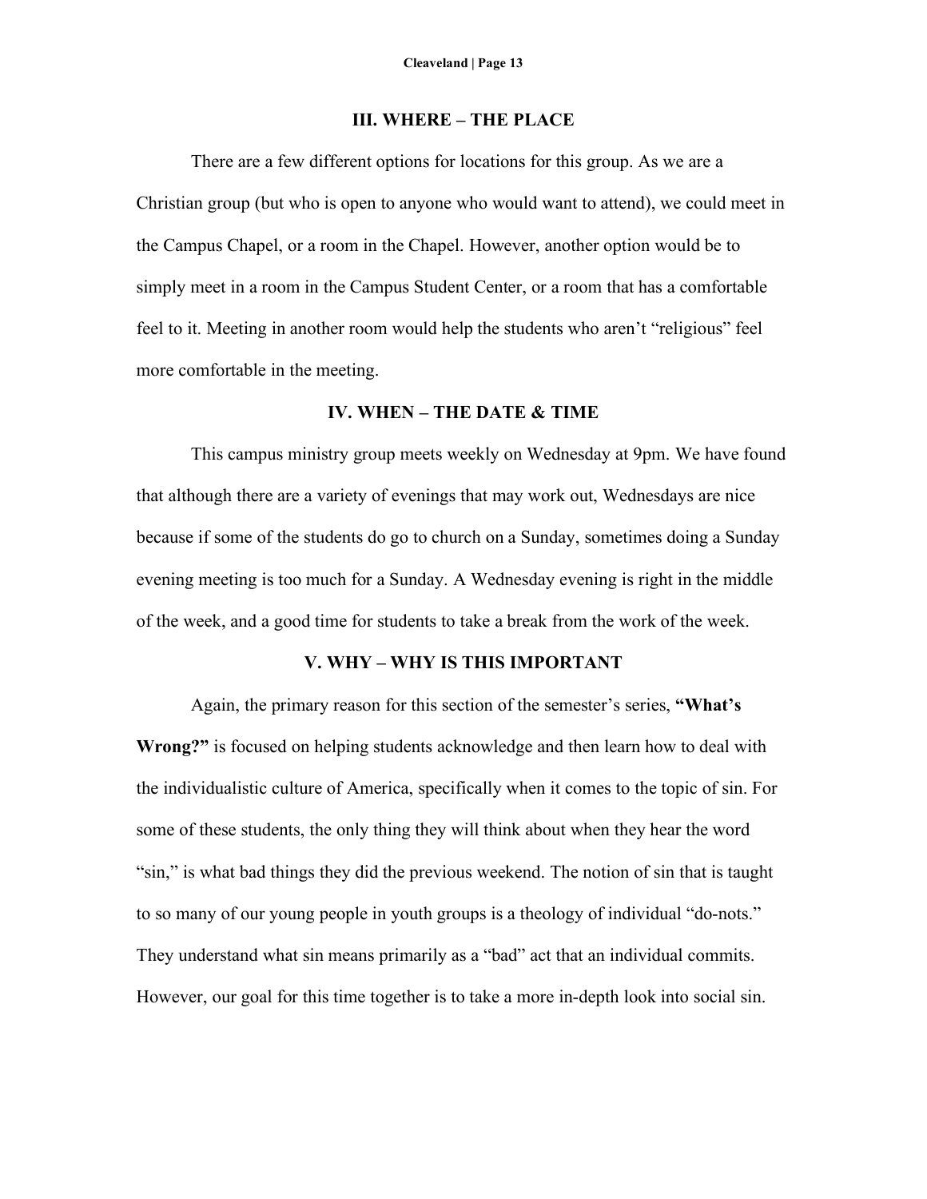## III. WHERE – THE PLACE

There are a few different options for locations for this group. As we are a Christian group (but who is open to anyone who would want to attend), we could meet in the Campus Chapel, or a room in the Chapel. However, another option would be to simply meet in a room in the Campus Student Center, or a room that has a comfortable feel to it. Meeting in another room would help the students who aren't "religious" feel more comfortable in the meeting.

## IV. WHEN – THE DATE & TIME

This campus ministry group meets weekly on Wednesday at 9pm. We have found that although there are a variety of evenings that may work out, Wednesdays are nice because if some of the students do go to church on a Sunday, sometimes doing a Sunday evening meeting is too much for a Sunday. A Wednesday evening is right in the middle of the week, and a good time for students to take a break from the work of the week.

## V. WHY – WHY IS THIS IMPORTANT

Again, the primary reason for this section of the semester's series, **"What's Wrong?"** is focused on helping students acknowledge and then learn how to deal with the individualistic culture of America, specifically when it comes to the topic of sin. For some of these students, the only thing they will think about when they hear the word "sin," is what bad things they did the previous weekend. The notion of sin that is taught to so many of our young people in youth groups is a theology of individual "do-nots." They understand what sin means primarily as a "bad" act that an individual commits. However, our goal for this time together is to take a more in-depth look into social sin.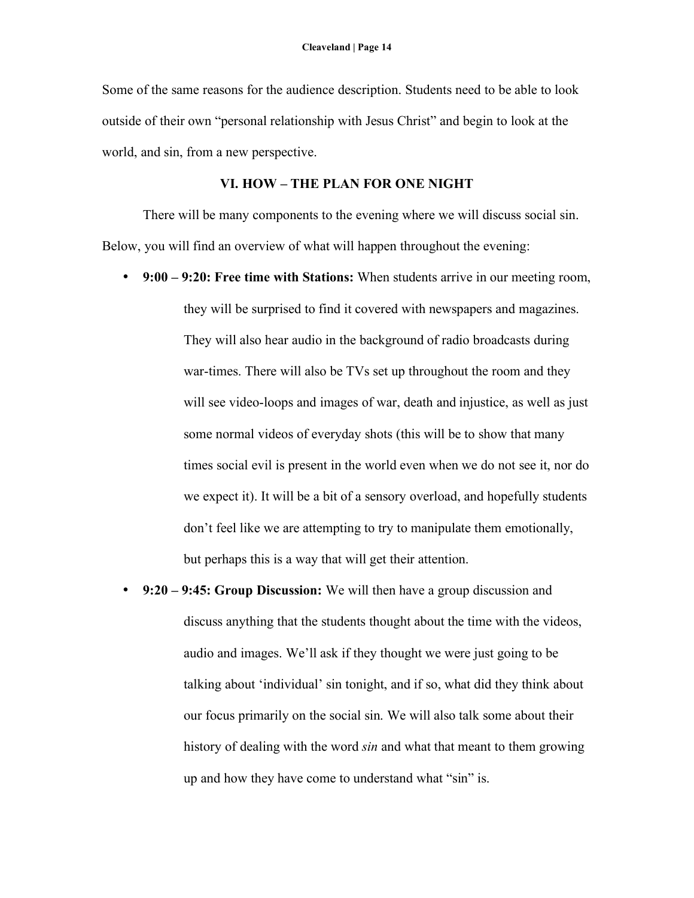Some of the same reasons for the audience description. Students need to be able to look outside of their own "personal relationship with Jesus Christ" and begin to look at the world, and sin, from a new perspective.

## VI. HOW – THE PLAN FOR ONE NIGHT

There will be many components to the evening where we will discuss social sin. Below, you will find an overview of what will happen throughout the evening:

- **9:00 – 9:20: Free time with Stations:** When students arrive in our meeting room, they will be surprised to find it covered with newspapers and magazines. They will also hear audio in the background of radio broadcasts during war-times. There will also be TVs set up throughout the room and they will see video-loops and images of war, death and injustice, as well as just some normal videos of everyday shots (this will be to show that many times social evil is present in the world even when we do not see it, nor do we expect it). It will be a bit of a sensory overload, and hopefully students don't feel like we are attempting to try to manipulate them emotionally, but perhaps this is a way that will get their attention.
- **9:20 – 9:45: Group Discussion:** We will then have a group discussion and discuss anything that the students thought about the time with the videos, audio and images. We'll ask if they thought we were just going to be talking about 'individual' sin tonight, and if so, what did they think about our focus primarily on the social sin. We will also talk some about their history of dealing with the word *sin* and what that meant to them growing up and how they have come to understand what "sin" is.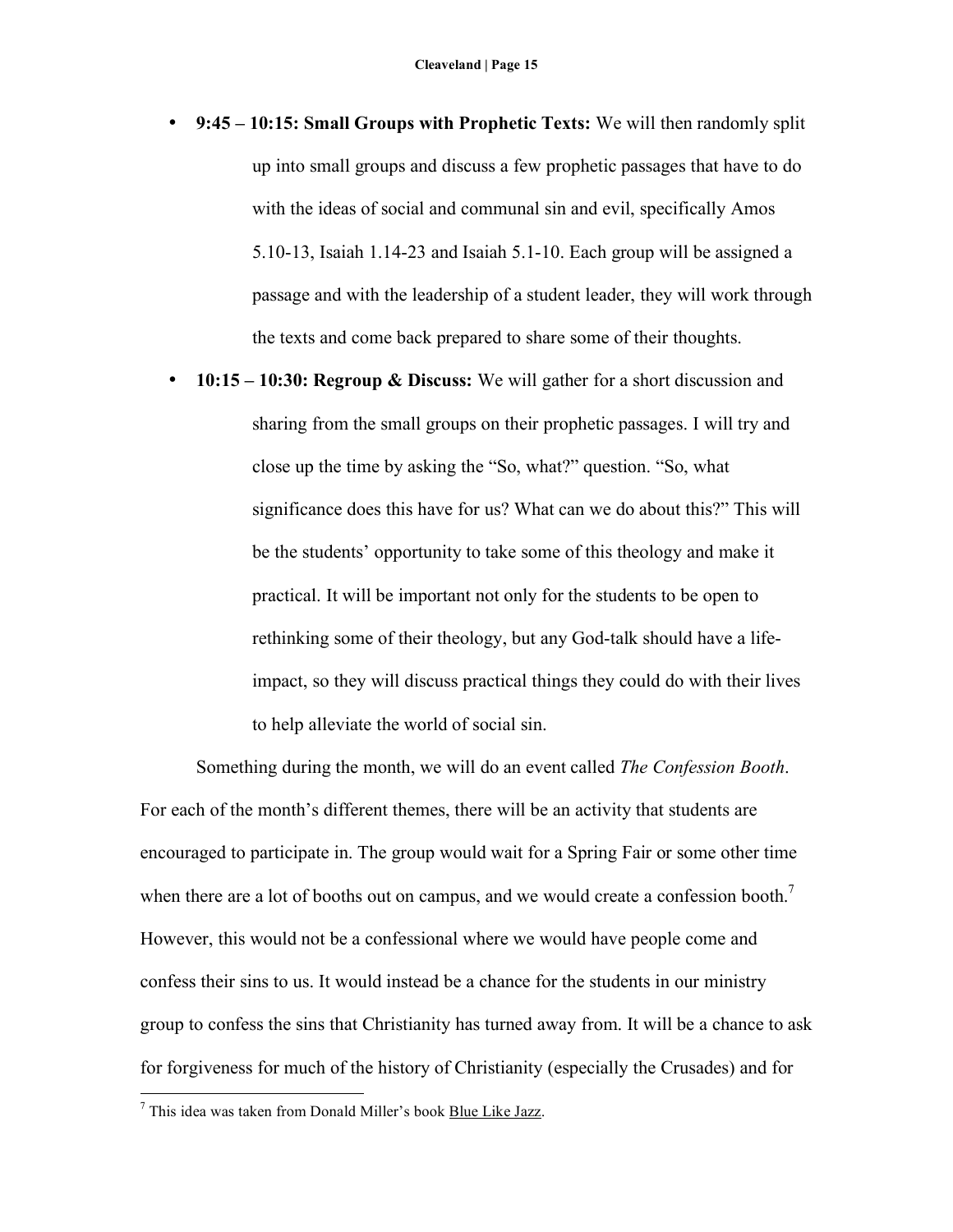- **9:45 – 10:15: Small Groups with Prophetic Texts:** We will then randomly split up into small groups and discuss a few prophetic passages that have to do with the ideas of social and communal sin and evil, specifically Amos 5.10-13, Isaiah 1.14-23 and Isaiah 5.1-10. Each group will be assigned a passage and with the leadership of a student leader, they will work through the texts and come back prepared to share some of their thoughts.
- **10:15 – 10:30: Regroup & Discuss:** We will gather for a short discussion and sharing from the small groups on their prophetic passages. I will try and close up the time by asking the "So, what?" question. "So, what significance does this have for us? What can we do about this?" This will be the students' opportunity to take some of this theology and make it practical. It will be important not only for the students to be open to rethinking some of their theology, but any God-talk should have a life-impact, so they will discuss practical things they could do with their lives to help alleviate the world of social sin.

Something during the month, we will do an event called *The Confession Booth*. For each of the month's different themes, there will be an activity that students are encouraged to participate in. The group would wait for a Spring Fair or some other time when there are a lot of booths out on campus, and we would create a confession booth.[7] However, this would not be a confessional where we would have people come and confess their sins to us. It would instead be a chance for the students in our ministry group to confess the sins that Christianity has turned away from. It will be a chance to ask for forgiveness for much of the history of Christianity (especially the Crusades) and for

---

[7] This idea was taken from Donald Miller's book Blue Like Jazz.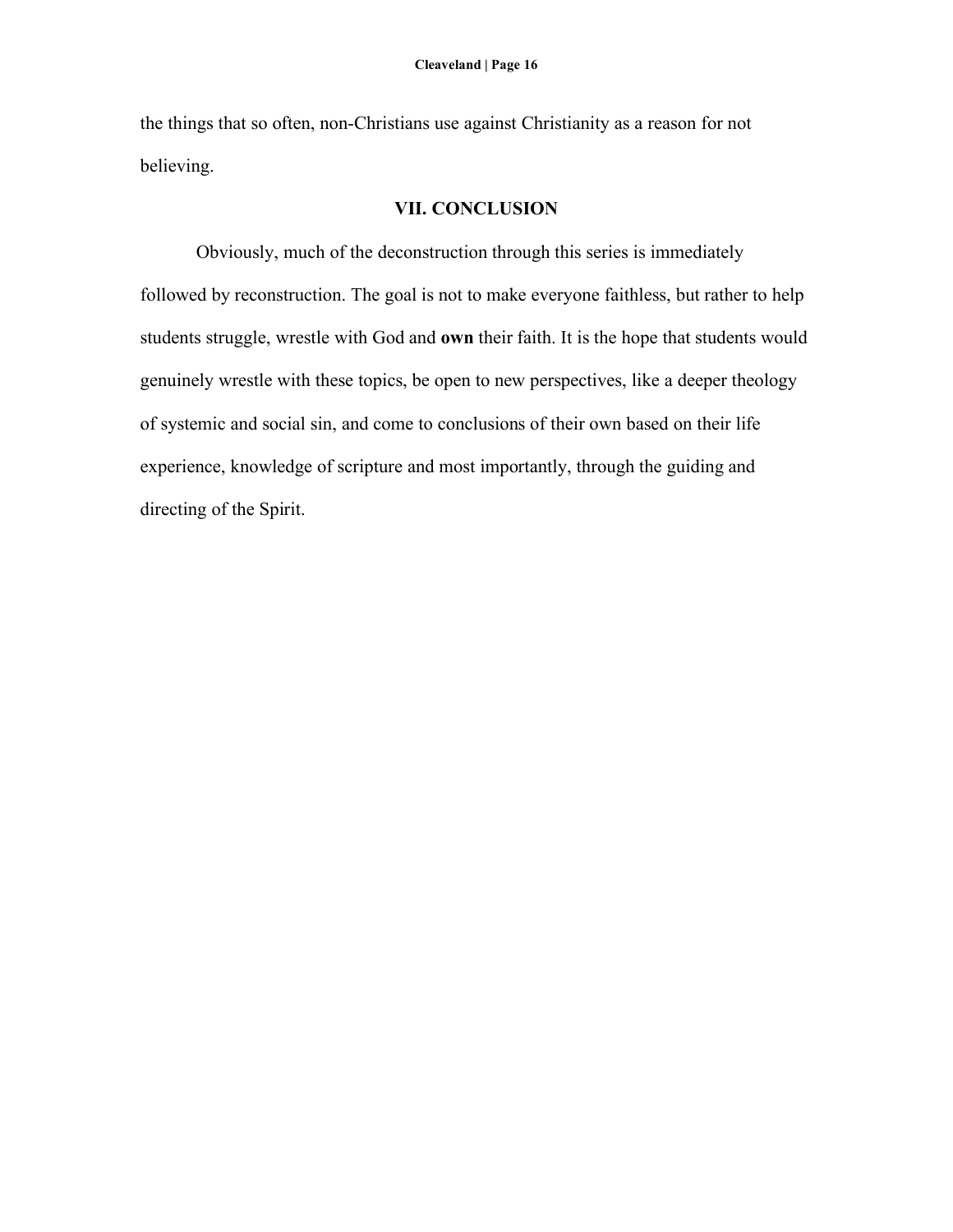the things that so often, non-Christians use against Christianity as a reason for not believing.

## VII. CONCLUSION

Obviously, much of the deconstruction through this series is immediately followed by reconstruction. The goal is not to make everyone faithless, but rather to help students struggle, wrestle with God and **own** their faith. It is the hope that students would genuinely wrestle with these topics, be open to new perspectives, like a deeper theology of systemic and social sin, and come to conclusions of their own based on their life experience, knowledge of scripture and most importantly, through the guiding and directing of the Spirit.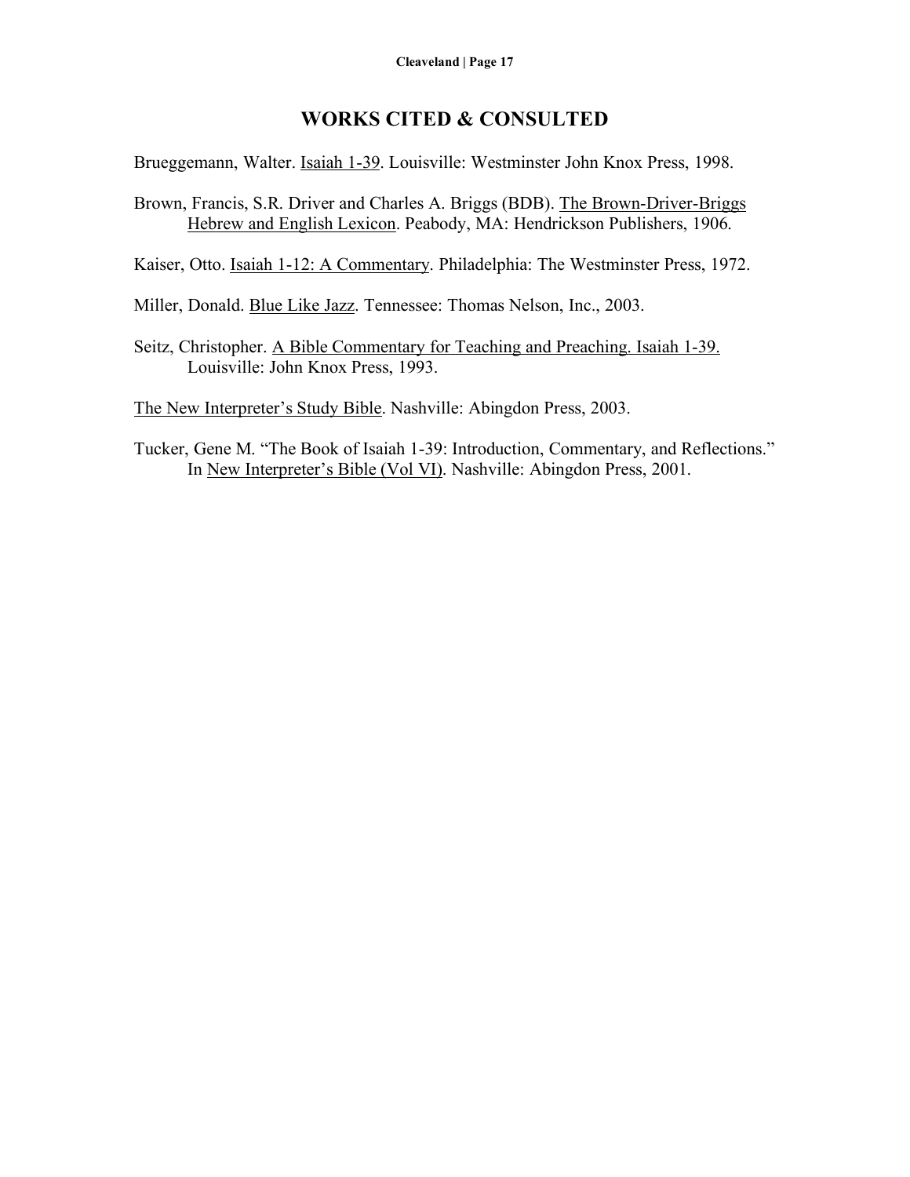# WORKS CITED & CONSULTED

Brueggemann, Walter. Isaiah 1-39. Louisville: Westminster John Knox Press, 1998.

Brown, Francis, S.R. Driver and Charles A. Briggs (BDB). The Brown-Driver-Briggs Hebrew and English Lexicon. Peabody, MA: Hendrickson Publishers, 1906.

Kaiser, Otto. Isaiah 1-12: A Commentary. Philadelphia: The Westminster Press, 1972.

Miller, Donald. Blue Like Jazz. Tennessee: Thomas Nelson, Inc., 2003.

Seitz, Christopher. A Bible Commentary for Teaching and Preaching. Isaiah 1-39. Louisville: John Knox Press, 1993.

The New Interpreter's Study Bible. Nashville: Abingdon Press, 2003.

Tucker, Gene M. "The Book of Isaiah 1-39: Introduction, Commentary, and Reflections." In New Interpreter's Bible (Vol VI). Nashville: Abingdon Press, 2001.